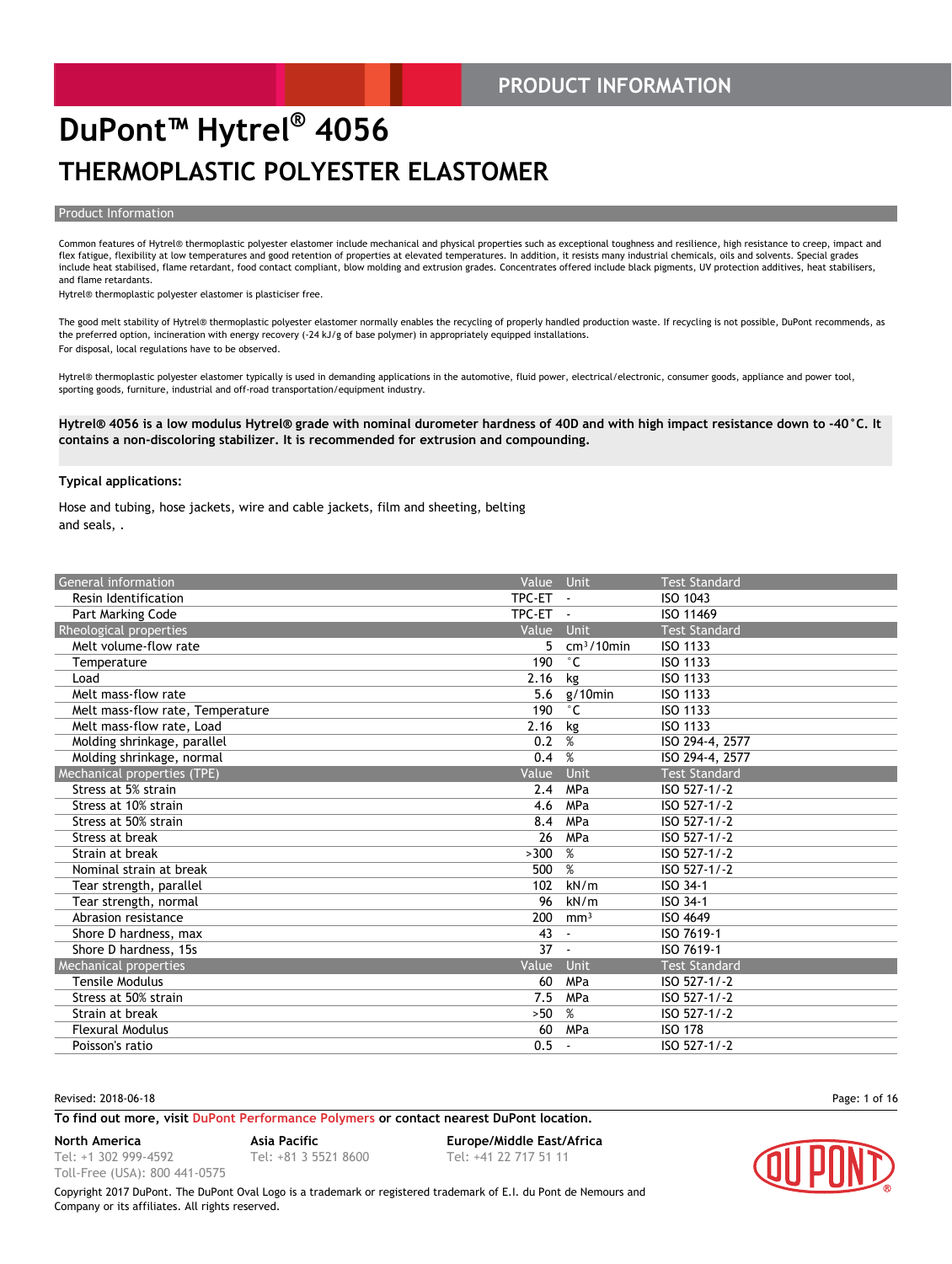# DuPont™ Hytrel® 4056

## THERMOPLASTIC POLYESTER ELASTOMER

### Product Information

Common features of Hytrel® thermoplastic polyester elastomer include mechanical and physical properties such as exceptional toughness and resilience, high resistance to creep, impact and flex fatigue, flexibility at low temperatures and good retention of properties at elevated temperatures. In addition, it resists many industrial chemicals, oils and solvents. Special grades include heat stabilised, flame retardant, food contact compliant, blow molding and extrusion grades. Concentrates offered include black pigments, UV protection additives, heat stabilisers, and flame retardants.

Hytrel® thermoplastic polyester elastomer is plasticiser free.

The good melt stability of Hytrel® thermoplastic polyester elastomer normally enables the recycling of properly handled production waste. If recycling is not possible, DuPont recommends, as the preferred option, incineration with energy recovery (-24 kJ/g of base polymer) in appropriately equipped installations.

For disposal, local regulations have to be observed.

Hytrel® thermoplastic polyester elastomer typically is used in demanding applications in the automotive, fluid power, electrical/electronic, consumer goods, appliance and power tool, sporting goods, furniture, industrial and off-road transportation/equipment industry.

**Hytrel® 4056 is a low modulus Hytrel® grade with nominal durometer hardness of 40D and with high impact resistance down to -40°C. It contains a non-discoloring stabilizer. It is recommended for extrusion and compounding.**

**Typical applications:**

Hose and tubing, hose jackets, wire and cable jackets, film and sheeting, belting and seals, .

| General information | Value | Unit | Test Standard |
|---|---|---|---|
| Resin Identification | TPC-ET | - | ISO 1043 |
| Part Marking Code | TPC-ET | - | ISO 11469 |
| **Rheological properties** | **Value** | **Unit** | **Test Standard** |
| Melt volume-flow rate | 5 | cm³/10min | ISO 1133 |
| Temperature | 190 | °C | ISO 1133 |
| Load | 2.16 | kg | ISO 1133 |
| Melt mass-flow rate | 5.6 | g/10min | ISO 1133 |
| Melt mass-flow rate, Temperature | 190 | °C | ISO 1133 |
| Melt mass-flow rate, Load | 2.16 | kg | ISO 1133 |
| Molding shrinkage, parallel | 0.2 | % | ISO 294-4, 2577 |
| Molding shrinkage, normal | 0.4 | % | ISO 294-4, 2577 |
| **Mechanical properties (TPE)** | **Value** | **Unit** | **Test Standard** |
| Stress at 5% strain | 2.4 | MPa | ISO 527-1/-2 |
| Stress at 10% strain | 4.6 | MPa | ISO 527-1/-2 |
| Stress at 50% strain | 8.4 | MPa | ISO 527-1/-2 |
| Stress at break | 26 | MPa | ISO 527-1/-2 |
| Strain at break | >300 | % | ISO 527-1/-2 |
| Nominal strain at break | 500 | % | ISO 527-1/-2 |
| Tear strength, parallel | 102 | kN/m | ISO 34-1 |
| Tear strength, normal | 96 | kN/m | ISO 34-1 |
| Abrasion resistance | 200 | mm³ | ISO 4649 |
| Shore D hardness, max | 43 | - | ISO 7619-1 |
| Shore D hardness, 15s | 37 | - | ISO 7619-1 |
| **Mechanical properties** | **Value** | **Unit** | **Test Standard** |
| Tensile Modulus | 60 | MPa | ISO 527-1/-2 |
| Stress at 50% strain | 7.5 | MPa | ISO 527-1/-2 |
| Strain at break | >50 | % | ISO 527-1/-2 |
| Flexural Modulus | 60 | MPa | ISO 178 |
| Poisson's ratio | 0.5 | - | ISO 527-1/-2 |

Revised: 2018-06-18

**To find out more, visit DuPont Performance Polymers or contact nearest DuPont location.**

**North America**
Tel: +1 302 999-4592
Toll-Free (USA): 800 441-0575

**Asia Pacific**
Tel: +81 3 5521 8600

**Europe/Middle East/Africa**
Tel: +41 22 717 51 11

Copyright 2017 DuPont. The DuPont Oval Logo is a trademark or registered trademark of E.I. du Pont de Nemours and Company or its affiliates. All rights reserved.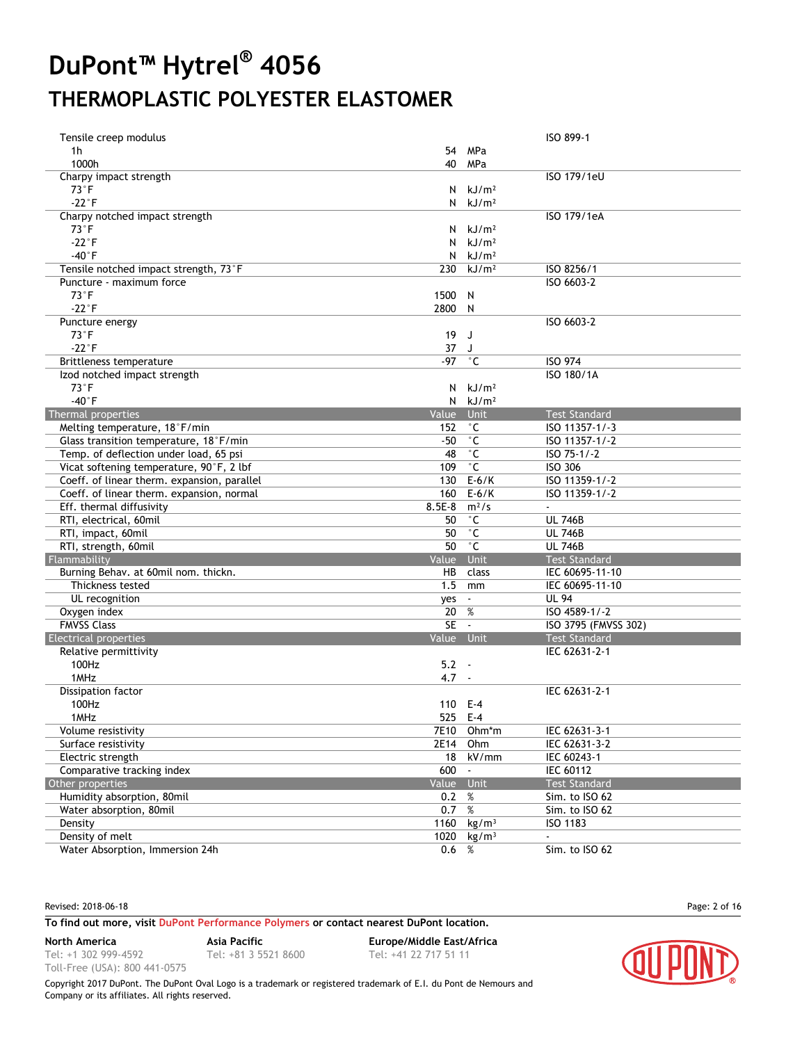# DuPont™ Hytrel® 4056

## THERMOPLASTIC POLYESTER ELASTOMER

| | Value | Unit | Test Standard |
|---|---|---|---|
| Tensile creep modulus | | | ISO 899-1 |
| 1h | 54 | MPa | |
| 1000h | 40 | MPa | |
| Charpy impact strength | | | ISO 179/1eU |
| 73°F | N | kJ/m² | |
| -22°F | N | kJ/m² | |
| Charpy notched impact strength | | | ISO 179/1eA |
| 73°F | N | kJ/m² | |
| -22°F | N | kJ/m² | |
| -40°F | N | kJ/m² | |
| Tensile notched impact strength, 73°F | 230 | kJ/m² | ISO 8256/1 |
| Puncture - maximum force | | | ISO 6603-2 |
| 73°F | 1500 | N | |
| -22°F | 2800 | N | |
| Puncture energy | | | ISO 6603-2 |
| 73°F | 19 | J | |
| -22°F | 37 | J | |
| Brittleness temperature | -97 | °C | ISO 974 |
| Izod notched impact strength | | | ISO 180/1A |
| 73°F | N | kJ/m² | |
| -40°F | N | kJ/m² | |

| Thermal properties | Value | Unit | Test Standard |
|---|---|---|---|
| Melting temperature, 18°F/min | 152 | °C | ISO 11357-1/-3 |
| Glass transition temperature, 18°F/min | -50 | °C | ISO 11357-1/-2 |
| Temp. of deflection under load, 65 psi | 48 | °C | ISO 75-1/-2 |
| Vicat softening temperature, 90°F, 2 lbf | 109 | °C | ISO 306 |
| Coeff. of linear therm. expansion, parallel | 130 | E-6/K | ISO 11359-1/-2 |
| Coeff. of linear therm. expansion, normal | 160 | E-6/K | ISO 11359-1/-2 |
| Eff. thermal diffusivity | 8.5E-8 | m²/s | - |
| RTI, electrical, 60mil | 50 | °C | UL 746B |
| RTI, impact, 60mil | 50 | °C | UL 746B |
| RTI, strength, 60mil | 50 | °C | UL 746B |

| Flammability | Value | Unit | Test Standard |
|---|---|---|---|
| Burning Behav. at 60mil nom. thickn. | HB | class | IEC 60695-11-10 |
| Thickness tested | 1.5 | mm | IEC 60695-11-10 |
| UL recognition | yes | - | UL 94 |
| Oxygen index | 20 | % | ISO 4589-1/-2 |
| FMVSS Class | SE | - | ISO 3795 (FMVSS 302) |

| Electrical properties | Value | Unit | Test Standard |
|---|---|---|---|
| Relative permittivity | | | IEC 62631-2-1 |
| 100Hz | 5.2 | - | |
| 1MHz | 4.7 | - | |
| Dissipation factor | | | IEC 62631-2-1 |
| 100Hz | 110 | E-4 | |
| 1MHz | 525 | E-4 | |
| Volume resistivity | 7E10 | Ohm*m | IEC 62631-3-1 |
| Surface resistivity | 2E14 | Ohm | IEC 62631-3-2 |
| Electric strength | 18 | kV/mm | IEC 60243-1 |
| Comparative tracking index | 600 | - | IEC 60112 |

| Other properties | Value | Unit | Test Standard |
|---|---|---|---|
| Humidity absorption, 80mil | 0.2 | % | Sim. to ISO 62 |
| Water absorption, 80mil | 0.7 | % | Sim. to ISO 62 |
| Density | 1160 | kg/m³ | ISO 1183 |
| Density of melt | 1020 | kg/m³ | - |
| Water Absorption, Immersion 24h | 0.6 | % | Sim. to ISO 62 |

Revised: 2018-06-18

**To find out more, visit DuPont Performance Polymers or contact nearest DuPont location.**

**North America**
Tel: +1 302 999-4592
Toll-Free (USA): 800 441-0575

**Asia Pacific**
Tel: +81 3 5521 8600

**Europe/Middle East/Africa**
Tel: +41 22 717 51 11

Copyright 2017 DuPont. The DuPont Oval Logo is a trademark or registered trademark of E.I. du Pont de Nemours and Company or its affiliates. All rights reserved.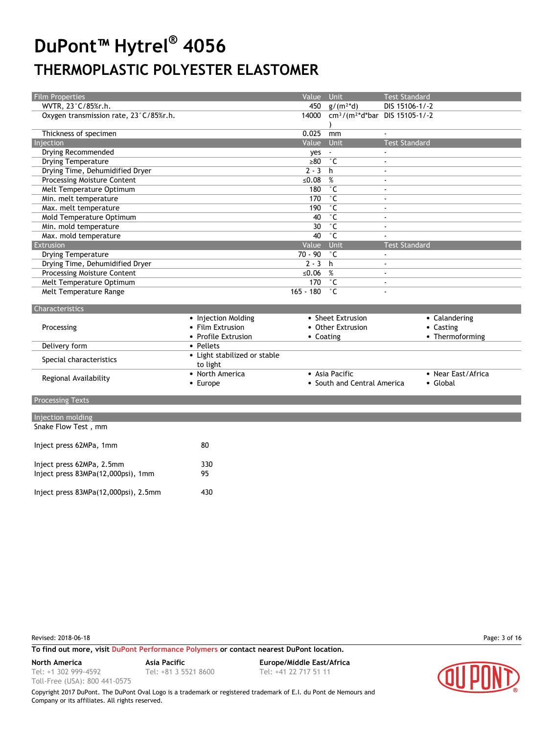# DuPont™ Hytrel® 4056

## THERMOPLASTIC POLYESTER ELASTOMER

| Film Properties | Value | Unit | Test Standard |
|---|---|---|---|
| WVTR, 23°C/85%r.h. | 450 | g/(m²*d) | DIS 15106-1/-2 |
| Oxygen transmission rate, 23°C/85%r.h. | 14000 | cm³/(m²*d*bar) | DIS 15105-1/-2 |
| Thickness of specimen | 0.025 | mm | - |

| Injection | Value | Unit | Test Standard |
|---|---|---|---|
| Drying Recommended | yes | - | - |
| Drying Temperature | ≥80 | °C | - |
| Drying Time, Dehumidified Dryer | 2 - 3 | h | - |
| Processing Moisture Content | ≤0.08 | % | - |
| Melt Temperature Optimum | 180 | °C | - |
| Min. melt temperature | 170 | °C | - |
| Max. melt temperature | 190 | °C | - |
| Mold Temperature Optimum | 40 | °C | - |
| Min. mold temperature | 30 | °C | - |
| Max. mold temperature | 40 | °C | - |

| Extrusion | Value | Unit | Test Standard |
|---|---|---|---|
| Drying Temperature | 70 - 90 | °C | - |
| Drying Time, Dehumidified Dryer | 2 - 3 | h | - |
| Processing Moisture Content | ≤0.06 | % | - |
| Melt Temperature Optimum | 170 | °C | - |
| Melt Temperature Range | 165 - 180 | °C | - |

| Characteristics | | | |
|---|---|---|---|
| Processing | • Injection Molding<br>• Film Extrusion<br>• Profile Extrusion | • Sheet Extrusion<br>• Other Extrusion<br>• Coating | • Calandering<br>• Casting<br>• Thermoforming |
| Delivery form | • Pellets | | |
| Special characteristics | • Light stabilized or stable to light | | |
| Regional Availability | • North America<br>• Europe | • Asia Pacific<br>• South and Central America | • Near East/Africa<br>• Global |

### Processing Texts

### Injection molding

Snake Flow Test , mm

| | |
|---|---|
| Inject press 62MPa, 1mm | 80 |
| Inject press 62MPa, 2.5mm | 330 |
| Inject press 83MPa(12,000psi), 1mm | 95 |
| Inject press 83MPa(12,000psi), 2.5mm | 430 |

Revised: 2018-06-18

**To find out more, visit DuPont Performance Polymers or contact nearest DuPont location.**

**North America**
Tel: +1 302 999-4592
Toll-Free (USA): 800 441-0575

**Asia Pacific**
Tel: +81 3 5521 8600

**Europe/Middle East/Africa**
Tel: +41 22 717 51 11

Copyright 2017 DuPont. The DuPont Oval Logo is a trademark or registered trademark of E.I. du Pont de Nemours and Company or its affiliates. All rights reserved.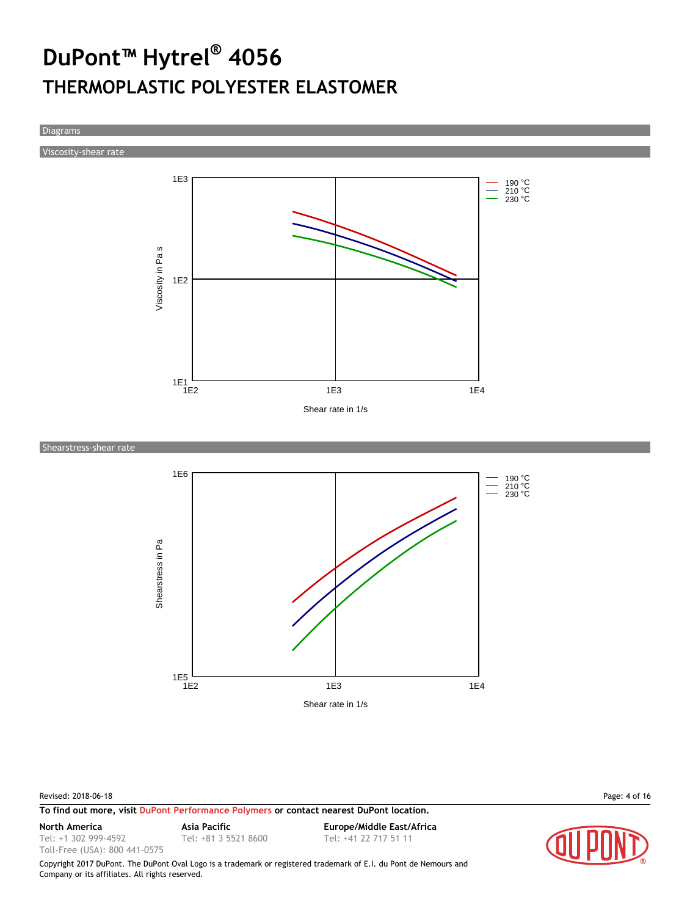# DuPont™ Hytrel® 4056

## THERMOPLASTIC POLYESTER ELASTOMER

### Diagrams

#### Viscosity-shear rate

1E3

190 °C
210 °C
230 °C

Viscosity in Pa s

1E2

1E1

1E2 1E3 1E4

Shear rate in 1/s

#### Shearstress-shear rate

1E6

190 °C
210 °C
230 °C

Shearstress in Pa

1E5

1E2 1E3 1E4

Shear rate in 1/s

Revised: 2018-06-18

**To find out more, visit DuPont Performance Polymers or contact nearest DuPont location.**

**North America**
Tel: +1 302 999-4592
Toll-Free (USA): 800 441-0575

**Asia Pacific**
Tel: +81 3 5521 8600

**Europe/Middle East/Africa**
Tel: +41 22 717 51 11

Copyright 2017 DuPont. The DuPont Oval Logo is a trademark or registered trademark of E.I. du Pont de Nemours and Company or its affiliates. All rights reserved.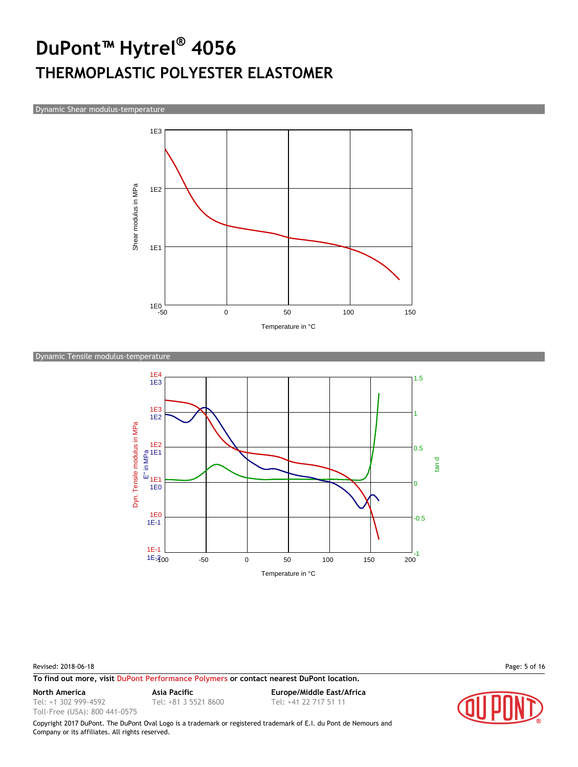# DuPont™ Hytrel® 4056

## THERMOPLASTIC POLYESTER ELASTOMER

### Dynamic Shear modulus-temperature

Shear modulus in MPa

1E3
1E2
1E1
1E0

-50 0 50 100 150

Temperature in °C

### Dynamic Tensile modulus-temperature

Dyn. Tensile modulus in MPa: 1E4, 1E3, 1E2, 1E1, 1E0, 1E-1

E'' in MPa: 1E3, 1E2, 1E1, 1E0, 1E-1, 1E-2

tan d: 1.5, 1, 0.5, 0, -0.5, -1

-100 -50 0 50 100 150 200

Temperature in °C

Revised: 2018-06-18

**To find out more, visit DuPont Performance Polymers or contact nearest DuPont location.**

**North America**
Tel: +1 302 999-4592
Toll-Free (USA): 800 441-0575

**Asia Pacific**
Tel: +81 3 5521 8600

**Europe/Middle East/Africa**
Tel: +41 22 717 51 11

Copyright 2017 DuPont. The DuPont Oval Logo is a trademark or registered trademark of E.I. du Pont de Nemours and Company or its affiliates. All rights reserved.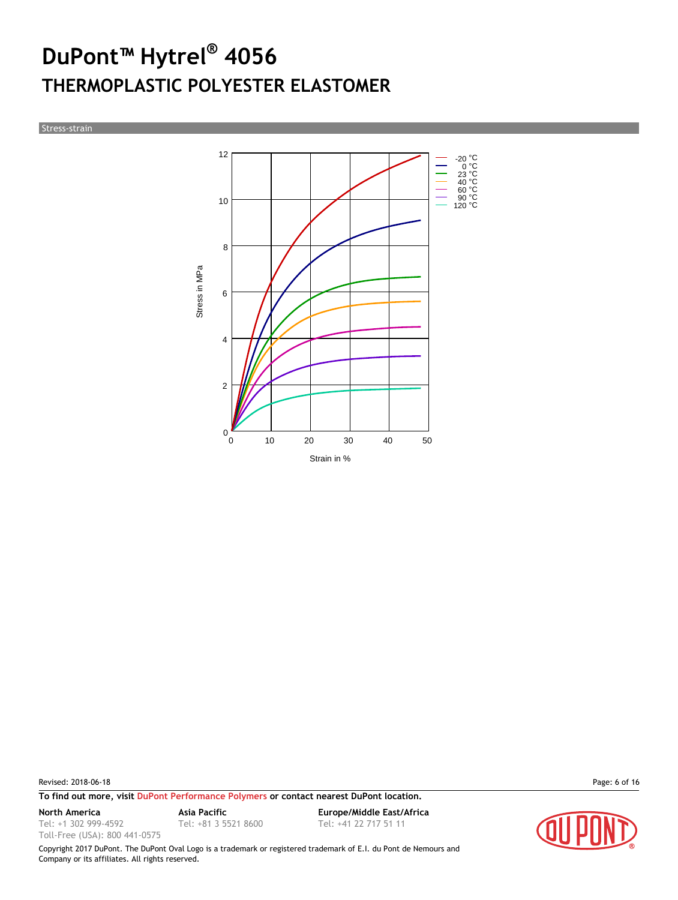# DuPont™ Hytrel® 4056

## THERMOPLASTIC POLYESTER ELASTOMER

### Stress-strain

Stress in MPa

Strain in %

-20 °C
0 °C
23 °C
40 °C
60 °C
90 °C
120 °C

Revised: 2018-06-18

**To find out more, visit DuPont Performance Polymers or contact nearest DuPont location.**

**North America**
Tel: +1 302 999-4592
Toll-Free (USA): 800 441-0575

**Asia Pacific**
Tel: +81 3 5521 8600

**Europe/Middle East/Africa**
Tel: +41 22 717 51 11

Copyright 2017 DuPont. The DuPont Oval Logo is a trademark or registered trademark of E.I. du Pont de Nemours and Company or its affiliates. All rights reserved.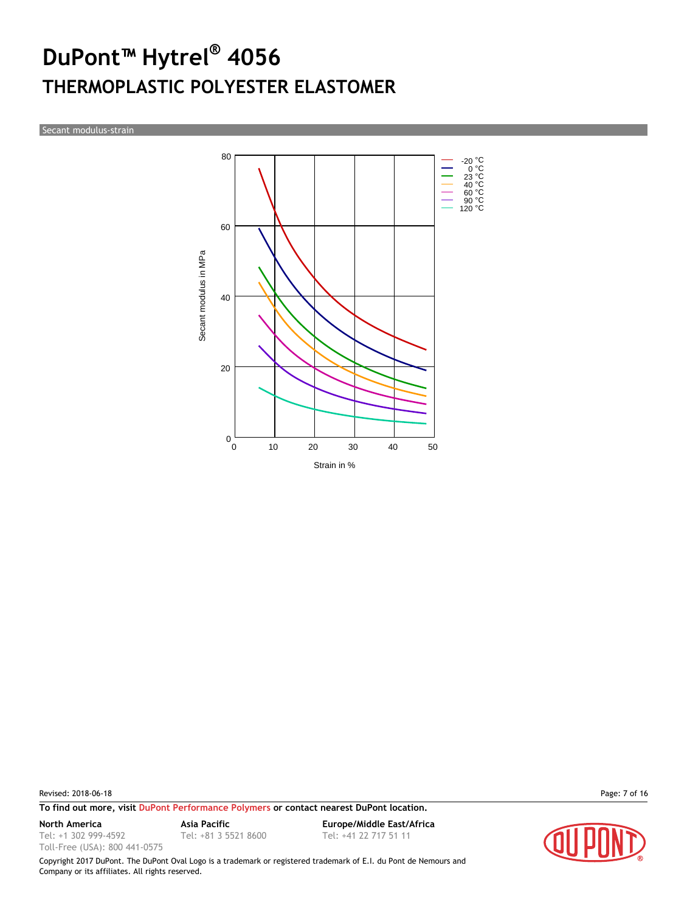# DuPont™ Hytrel® 4056

## THERMOPLASTIC POLYESTER ELASTOMER

Secant modulus-strain

Secant modulus in MPa

Strain in %

-20 °C
0 °C
23 °C
40 °C
60 °C
90 °C
120 °C

Revised: 2018-06-18

**To find out more, visit DuPont Performance Polymers or contact nearest DuPont location.**

**North America**
Tel: +1 302 999-4592
Toll-Free (USA): 800 441-0575

**Asia Pacific**
Tel: +81 3 5521 8600

**Europe/Middle East/Africa**
Tel: +41 22 717 51 11

Copyright 2017 DuPont. The DuPont Oval Logo is a trademark or registered trademark of E.I. du Pont de Nemours and Company or its affiliates. All rights reserved.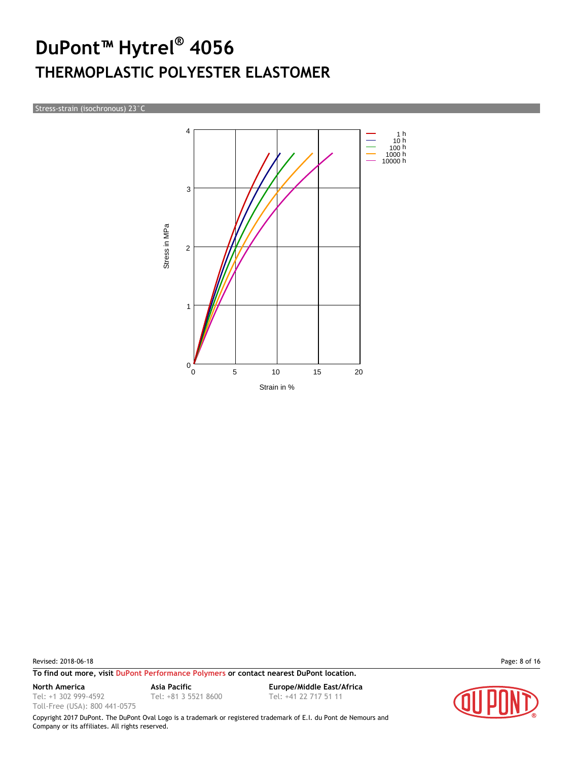# DuPont™ Hytrel® 4056

## THERMOPLASTIC POLYESTER ELASTOMER

Stress-strain (isochronous) 23°C

Stress in MPa

Strain in %

1 h
10 h
100 h
1000 h
10000 h

Revised: 2018-06-18

**To find out more, visit DuPont Performance Polymers or contact nearest DuPont location.**

**North America**
Tel: +1 302 999-4592
Toll-Free (USA): 800 441-0575

**Asia Pacific**
Tel: +81 3 5521 8600

**Europe/Middle East/Africa**
Tel: +41 22 717 51 11

Copyright 2017 DuPont. The DuPont Oval Logo is a trademark or registered trademark of E.I. du Pont de Nemours and Company or its affiliates. All rights reserved.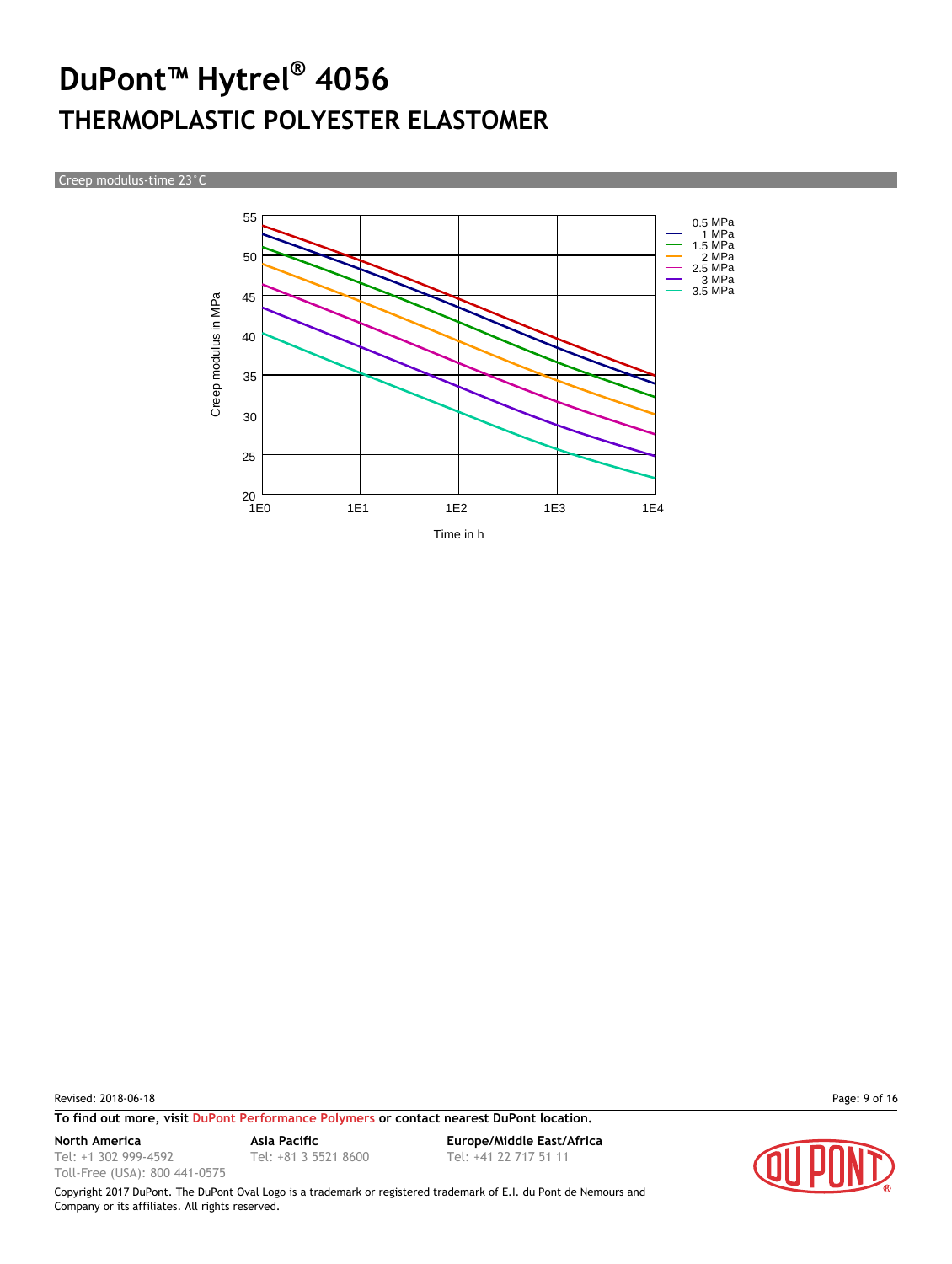# DuPont™ Hytrel® 4056

## THERMOPLASTIC POLYESTER ELASTOMER

Creep modulus-time 23°C

Creep modulus in MPa

55
50
45
40
35
30
25
20

1E0 1E1 1E2 1E3 1E4

Time in h

0.5 MPa
1 MPa
1.5 MPa
2 MPa
2.5 MPa
3 MPa
3.5 MPa

Revised: 2018-06-18

**To find out more, visit DuPont Performance Polymers or contact nearest DuPont location.**

**North America**
Tel: +1 302 999-4592
Toll-Free (USA): 800 441-0575

**Asia Pacific**
Tel: +81 3 5521 8600

**Europe/Middle East/Africa**
Tel: +41 22 717 51 11

Copyright 2017 DuPont. The DuPont Oval Logo is a trademark or registered trademark of E.I. du Pont de Nemours and Company or its affiliates. All rights reserved.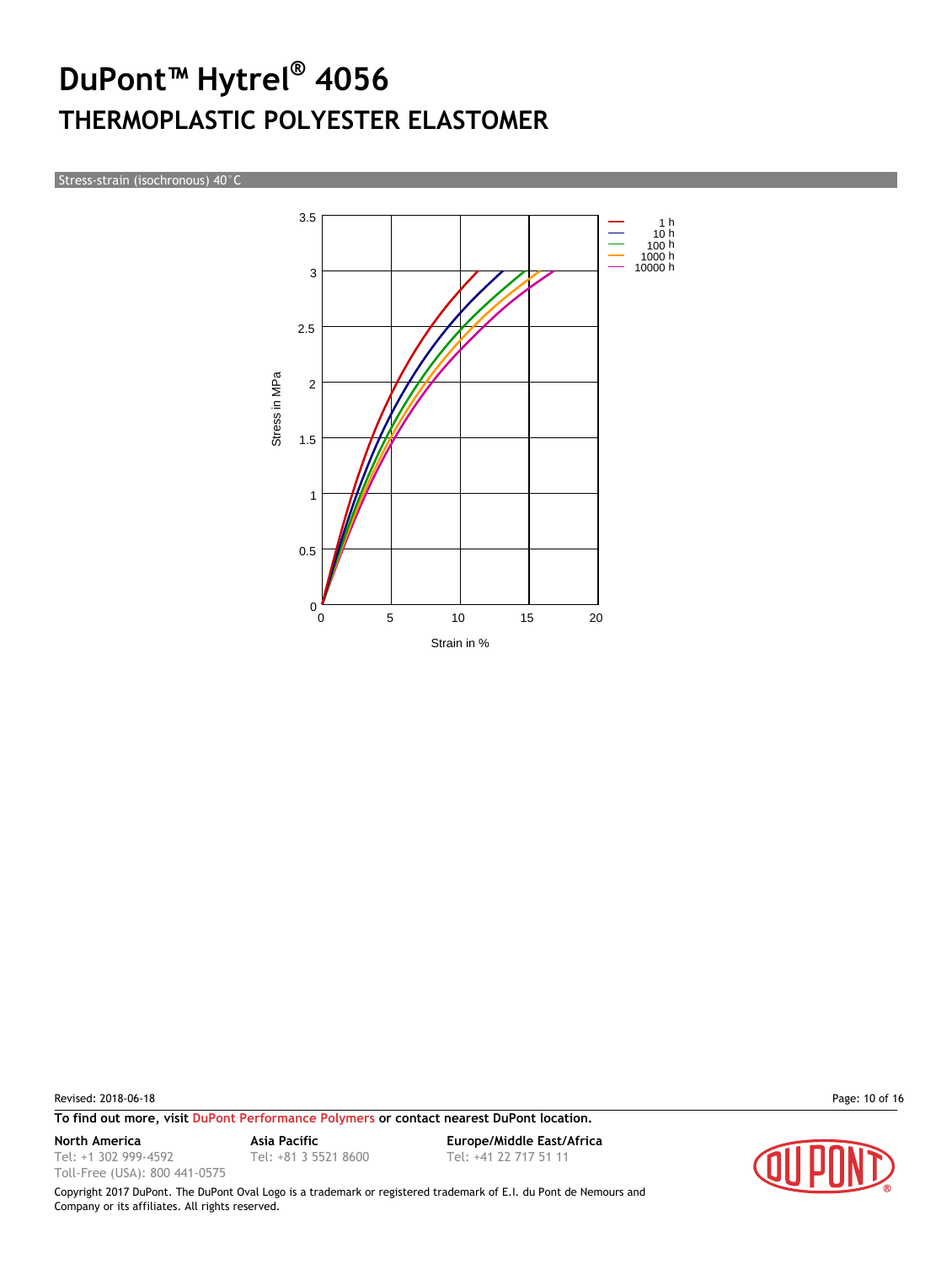# DuPont™ Hytrel® 4056

## THERMOPLASTIC POLYESTER ELASTOMER

Stress-strain (isochronous) 40°C

Stress in MPa

Strain in %

1 h
10 h
100 h
1000 h
10000 h

Revised: 2018-06-18

**To find out more, visit DuPont Performance Polymers or contact nearest DuPont location.**

**North America**
Tel: +1 302 999-4592
Toll-Free (USA): 800 441-0575

**Asia Pacific**
Tel: +81 3 5521 8600

**Europe/Middle East/Africa**
Tel: +41 22 717 51 11

Copyright 2017 DuPont. The DuPont Oval Logo is a trademark or registered trademark of E.I. du Pont de Nemours and Company or its affiliates. All rights reserved.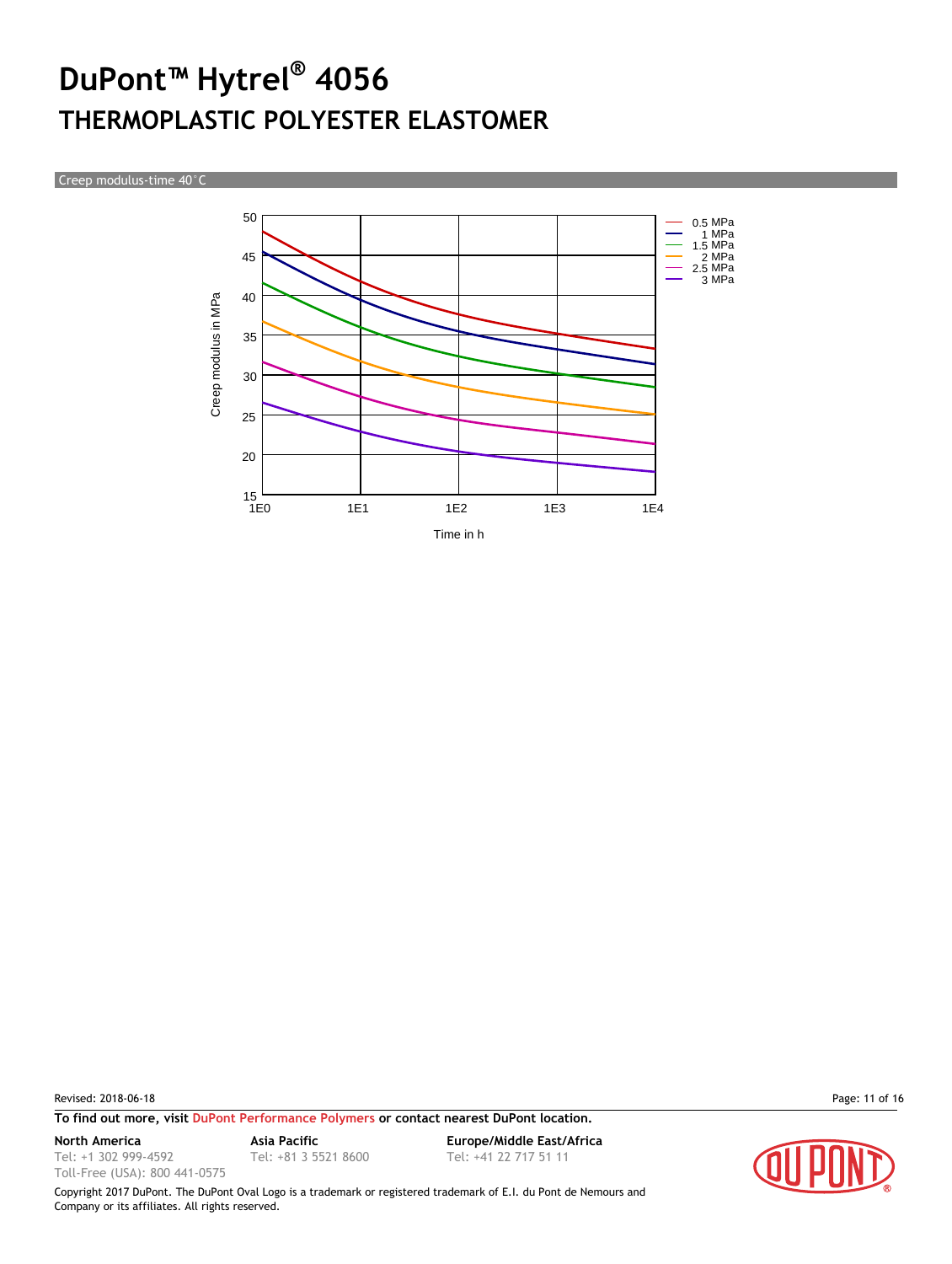# DuPont™ Hytrel® 4056

## THERMOPLASTIC POLYESTER ELASTOMER

Creep modulus-time 40°C

Creep modulus in MPa

50
45
40
35
30
25
20
15

1E0 1E1 1E2 1E3 1E4

Time in h

- 0.5 MPa
- 1 MPa
- 1.5 MPa
- 2 MPa
- 2.5 MPa
- 3 MPa

Revised: 2018-06-18

**To find out more, visit DuPont Performance Polymers or contact nearest DuPont location.**

**North America**
Tel: +1 302 999-4592
Toll-Free (USA): 800 441-0575

**Asia Pacific**
Tel: +81 3 5521 8600

**Europe/Middle East/Africa**
Tel: +41 22 717 51 11

Copyright 2017 DuPont. The DuPont Oval Logo is a trademark or registered trademark of E.I. du Pont de Nemours and Company or its affiliates. All rights reserved.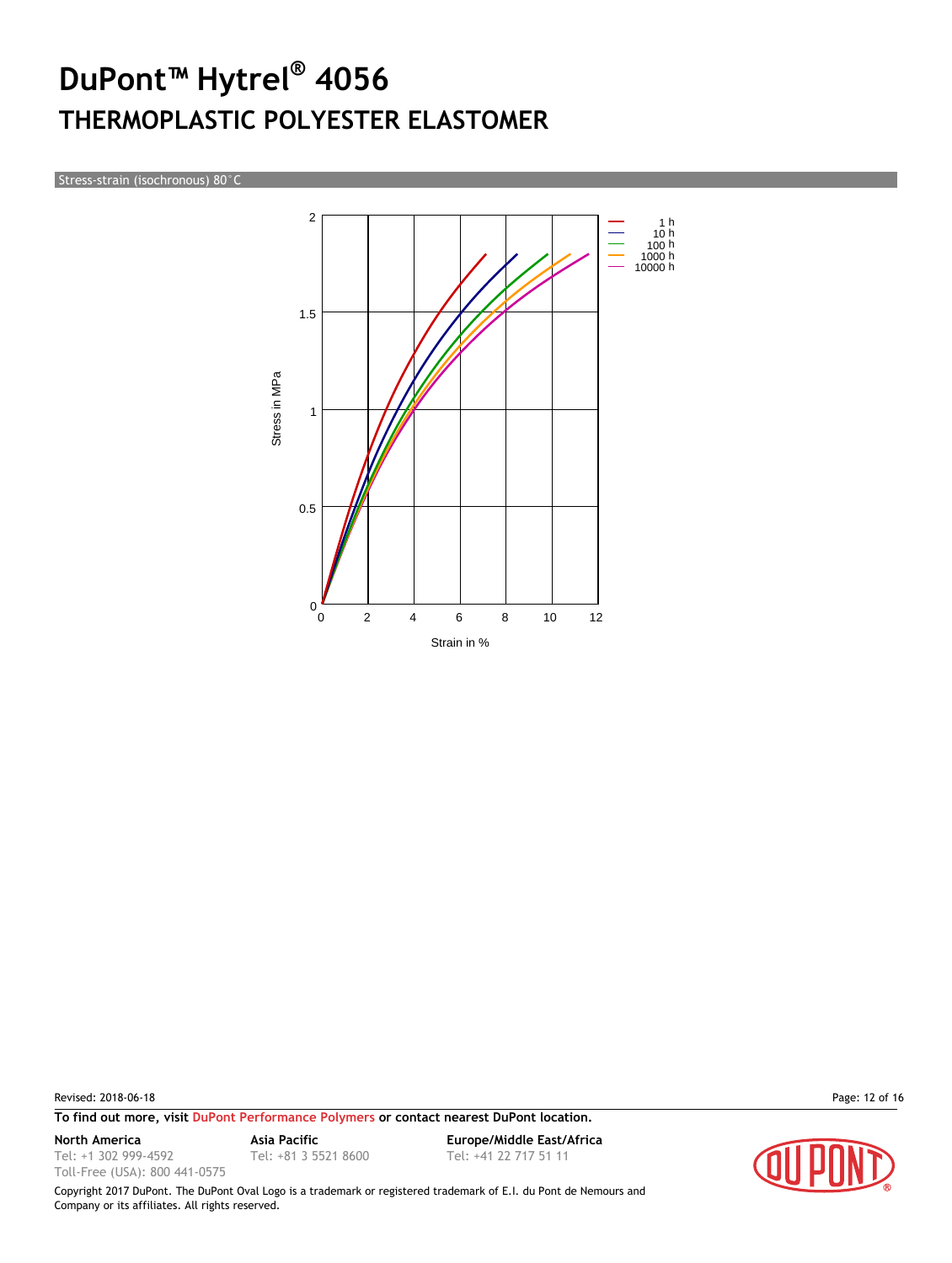# DuPont™ Hytrel® 4056

## THERMOPLASTIC POLYESTER ELASTOMER

Stress-strain (isochronous) 80°C

Stress in MPa

Strain in %

1 h
10 h
100 h
1000 h
10000 h

Revised: 2018-06-18

**To find out more, visit DuPont Performance Polymers or contact nearest DuPont location.**

**North America**
Tel: +1 302 999-4592
Toll-Free (USA): 800 441-0575

**Asia Pacific**
Tel: +81 3 5521 8600

**Europe/Middle East/Africa**
Tel: +41 22 717 51 11

Copyright 2017 DuPont. The DuPont Oval Logo is a trademark or registered trademark of E.I. du Pont de Nemours and Company or its affiliates. All rights reserved.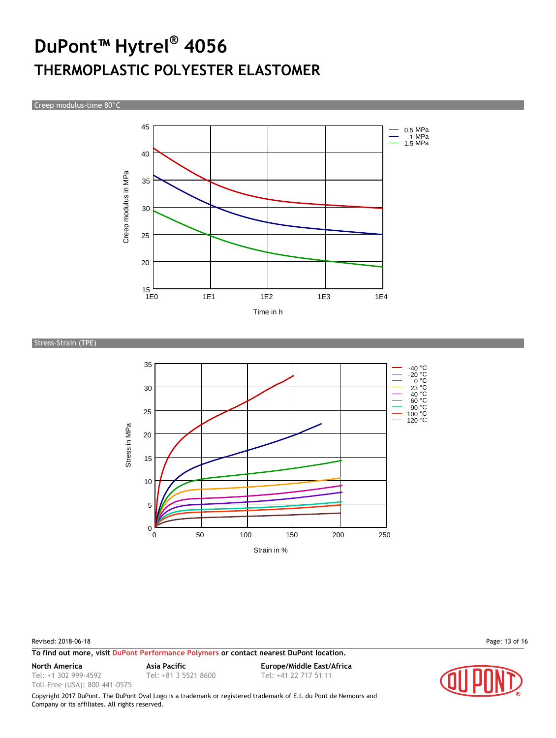# DuPont™ Hytrel® 4056

## THERMOPLASTIC POLYESTER ELASTOMER

### Creep modulus-time 80°C

Creep modulus in MPa (15–45) vs. Time in h (1E0–1E4)

Legend: 0.5 MPa, 1 MPa, 1.5 MPa

### Stress-Strain (TPE)

Stress in MPa (0–35) vs. Strain in % (0–250)

Legend: -40 °C, -20 °C, 0 °C, 23 °C, 40 °C, 60 °C, 90 °C, 100 °C, 120 °C

Revised: 2018-06-18

**To find out more, visit DuPont Performance Polymers or contact nearest DuPont location.**

**North America**
Tel: +1 302 999-4592
Toll-Free (USA): 800 441-0575

**Asia Pacific**
Tel: +81 3 5521 8600

**Europe/Middle East/Africa**
Tel: +41 22 717 51 11

Copyright 2017 DuPont. The DuPont Oval Logo is a trademark or registered trademark of E.I. du Pont de Nemours and Company or its affiliates. All rights reserved.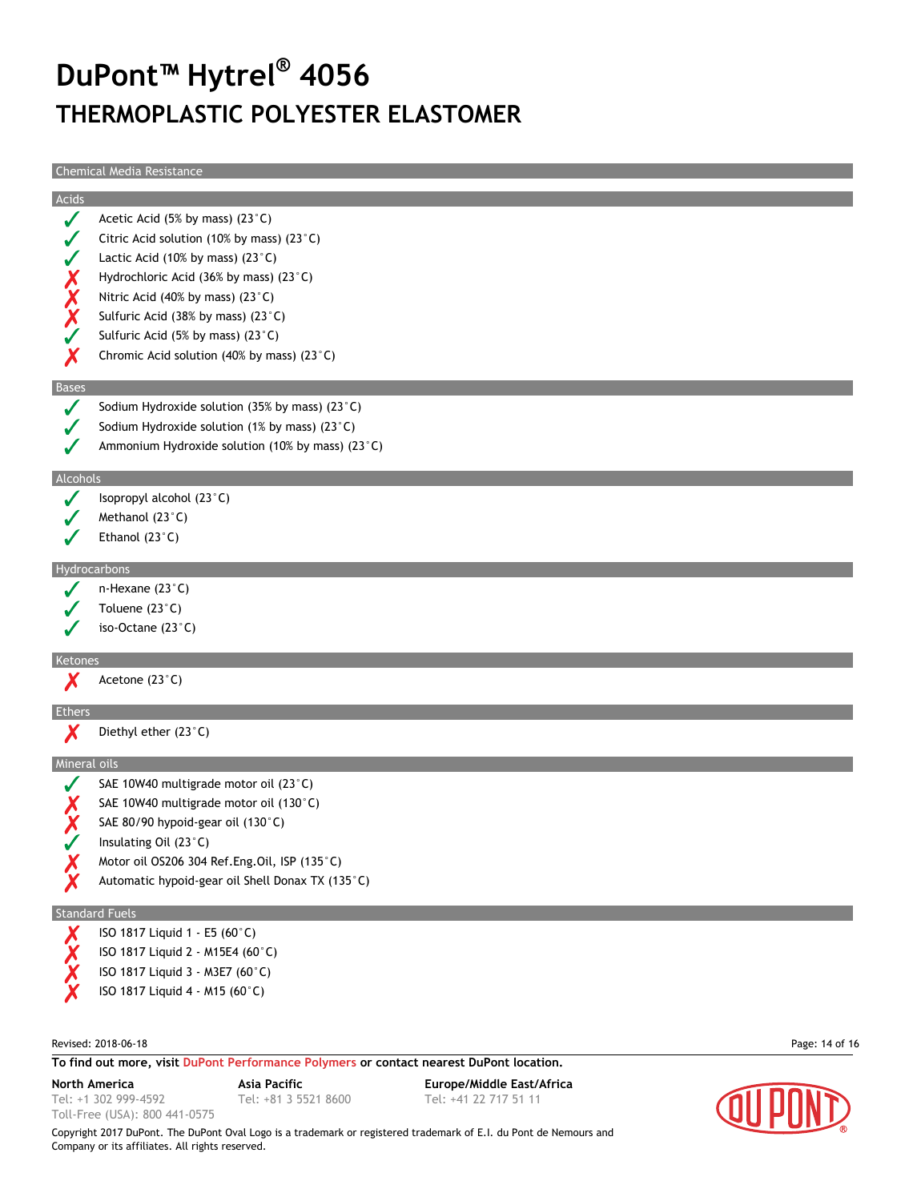# DuPont™ Hytrel® 4056

## THERMOPLASTIC POLYESTER ELASTOMER

### Chemical Media Resistance

#### Acids

- ✓ Acetic Acid (5% by mass) (23°C)
- ✓ Citric Acid solution (10% by mass) (23°C)
- ✓ Lactic Acid (10% by mass) (23°C)
- ✗ Hydrochloric Acid (36% by mass) (23°C)
- ✗ Nitric Acid (40% by mass) (23°C)
- ✗ Sulfuric Acid (38% by mass) (23°C)
- ✓ Sulfuric Acid (5% by mass) (23°C)
- ✗ Chromic Acid solution (40% by mass) (23°C)

#### Bases

- ✓ Sodium Hydroxide solution (35% by mass) (23°C)
- ✓ Sodium Hydroxide solution (1% by mass) (23°C)
- ✓ Ammonium Hydroxide solution (10% by mass) (23°C)

#### Alcohols

- ✓ Isopropyl alcohol (23°C)
- ✓ Methanol (23°C)
- ✓ Ethanol (23°C)

#### Hydrocarbons

- ✓ n-Hexane (23°C)
- ✓ Toluene (23°C)
- ✓ iso-Octane (23°C)

#### Ketones

- ✗ Acetone (23°C)

#### Ethers

- ✗ Diethyl ether (23°C)

#### Mineral oils

- ✓ SAE 10W40 multigrade motor oil (23°C)
- ✗ SAE 10W40 multigrade motor oil (130°C)
- ✗ SAE 80/90 hypoid-gear oil (130°C)
- ✓ Insulating Oil (23°C)
- ✗ Motor oil OS206 304 Ref.Eng.Oil, ISP (135°C)
- ✗ Automatic hypoid-gear oil Shell Donax TX (135°C)

#### Standard Fuels

- ✗ ISO 1817 Liquid 1 - E5 (60°C)
- ✗ ISO 1817 Liquid 2 - M15E4 (60°C)
- ✗ ISO 1817 Liquid 3 - M3E7 (60°C)
- ✗ ISO 1817 Liquid 4 - M15 (60°C)

Revised: 2018-06-18

**To find out more, visit DuPont Performance Polymers or contact nearest DuPont location.**

**North America**
Tel: +1 302 999-4592
Toll-Free (USA): 800 441-0575

**Asia Pacific**
Tel: +81 3 5521 8600

**Europe/Middle East/Africa**
Tel: +41 22 717 51 11

Copyright 2017 DuPont. The DuPont Oval Logo is a trademark or registered trademark of E.I. du Pont de Nemours and Company or its affiliates. All rights reserved.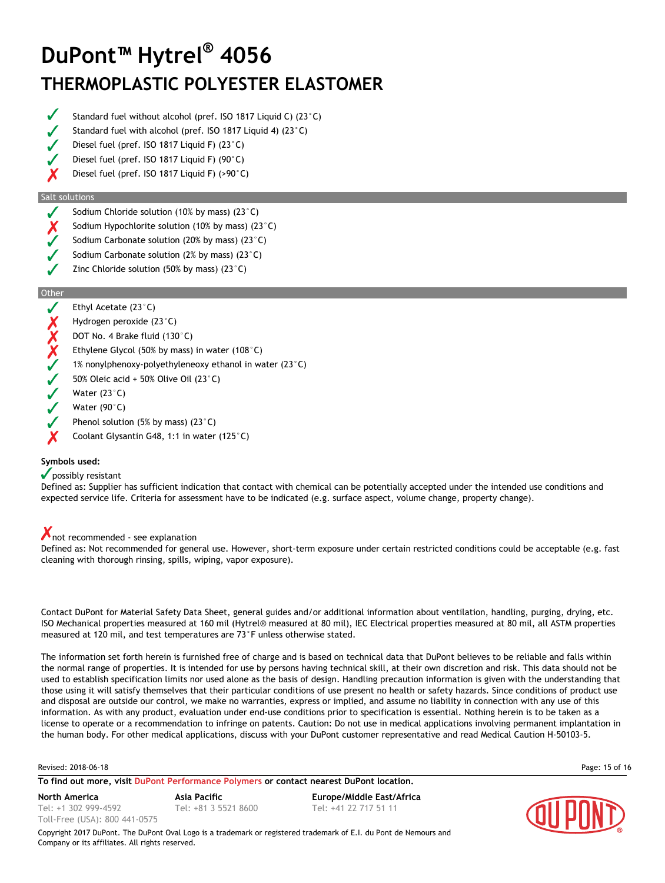# DuPont™ Hytrel® 4056

## THERMOPLASTIC POLYESTER ELASTOMER

- ✓ Standard fuel without alcohol (pref. ISO 1817 Liquid C) (23°C)
- ✓ Standard fuel with alcohol (pref. ISO 1817 Liquid 4) (23°C)
- ✓ Diesel fuel (pref. ISO 1817 Liquid F) (23°C)
- ✓ Diesel fuel (pref. ISO 1817 Liquid F) (90°C)
- ✗ Diesel fuel (pref. ISO 1817 Liquid F) (>90°C)

### Salt solutions

- ✓ Sodium Chloride solution (10% by mass) (23°C)
- ✗ Sodium Hypochlorite solution (10% by mass) (23°C)
- ✓ Sodium Carbonate solution (20% by mass) (23°C)
- ✓ Sodium Carbonate solution (2% by mass) (23°C)
- ✓ Zinc Chloride solution (50% by mass) (23°C)

### Other

- ✓ Ethyl Acetate (23°C)
- ✗ Hydrogen peroxide (23°C)
- ✗ DOT No. 4 Brake fluid (130°C)
- ✗ Ethylene Glycol (50% by mass) in water (108°C)
- ✓ 1% nonylphenoxy-polyethyleneoxy ethanol in water (23°C)
- ✓ 50% Oleic acid + 50% Olive Oil (23°C)
- ✓ Water (23°C)
- ✓ Water (90°C)
- ✓ Phenol solution (5% by mass) (23°C)
- ✗ Coolant Glysantin G48, 1:1 in water (125°C)

**Symbols used:**

✓ possibly resistant
Defined as: Supplier has sufficient indication that contact with chemical can be potentially accepted under the intended use conditions and expected service life. Criteria for assessment have to be indicated (e.g. surface aspect, volume change, property change).

✗ not recommended - see explanation
Defined as: Not recommended for general use. However, short-term exposure under certain restricted conditions could be acceptable (e.g. fast cleaning with thorough rinsing, spills, wiping, vapor exposure).

Contact DuPont for Material Safety Data Sheet, general guides and/or additional information about ventilation, handling, purging, drying, etc. ISO Mechanical properties measured at 160 mil (Hytrel® measured at 80 mil), IEC Electrical properties measured at 80 mil, all ASTM properties measured at 120 mil, and test temperatures are 73°F unless otherwise stated.

The information set forth herein is furnished free of charge and is based on technical data that DuPont believes to be reliable and falls within the normal range of properties. It is intended for use by persons having technical skill, at their own discretion and risk. This data should not be used to establish specification limits nor used alone as the basis of design. Handling precaution information is given with the understanding that those using it will satisfy themselves that their particular conditions of use present no health or safety hazards. Since conditions of product use and disposal are outside our control, we make no warranties, express or implied, and assume no liability in connection with any use of this information. As with any product, evaluation under end-use conditions prior to specification is essential. Nothing herein is to be taken as a license to operate or a recommendation to infringe on patents. Caution: Do not use in medical applications involving permanent implantation in the human body. For other medical applications, discuss with your DuPont customer representative and read Medical Caution H-50103-5.

Revised: 2018-06-18

**To find out more, visit DuPont Performance Polymers or contact nearest DuPont location.**

**North America**
Tel: +1 302 999-4592
Toll-Free (USA): 800 441-0575

**Asia Pacific**
Tel: +81 3 5521 8600

**Europe/Middle East/Africa**
Tel: +41 22 717 51 11

Copyright 2017 DuPont. The DuPont Oval Logo is a trademark or registered trademark of E.I. du Pont de Nemours and Company or its affiliates. All rights reserved.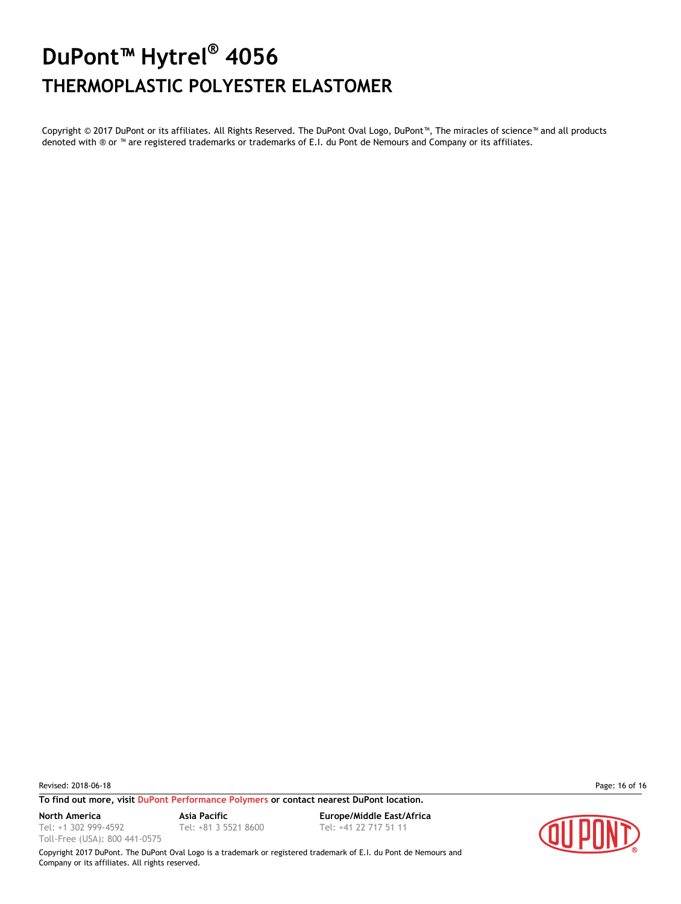# DuPont™ Hytrel® 4056

## THERMOPLASTIC POLYESTER ELASTOMER

Copyright © 2017 DuPont or its affiliates. All Rights Reserved. The DuPont Oval Logo, DuPont™, The miracles of science™ and all products denoted with ® or ™ are registered trademarks or trademarks of E.I. du Pont de Nemours and Company or its affiliates.